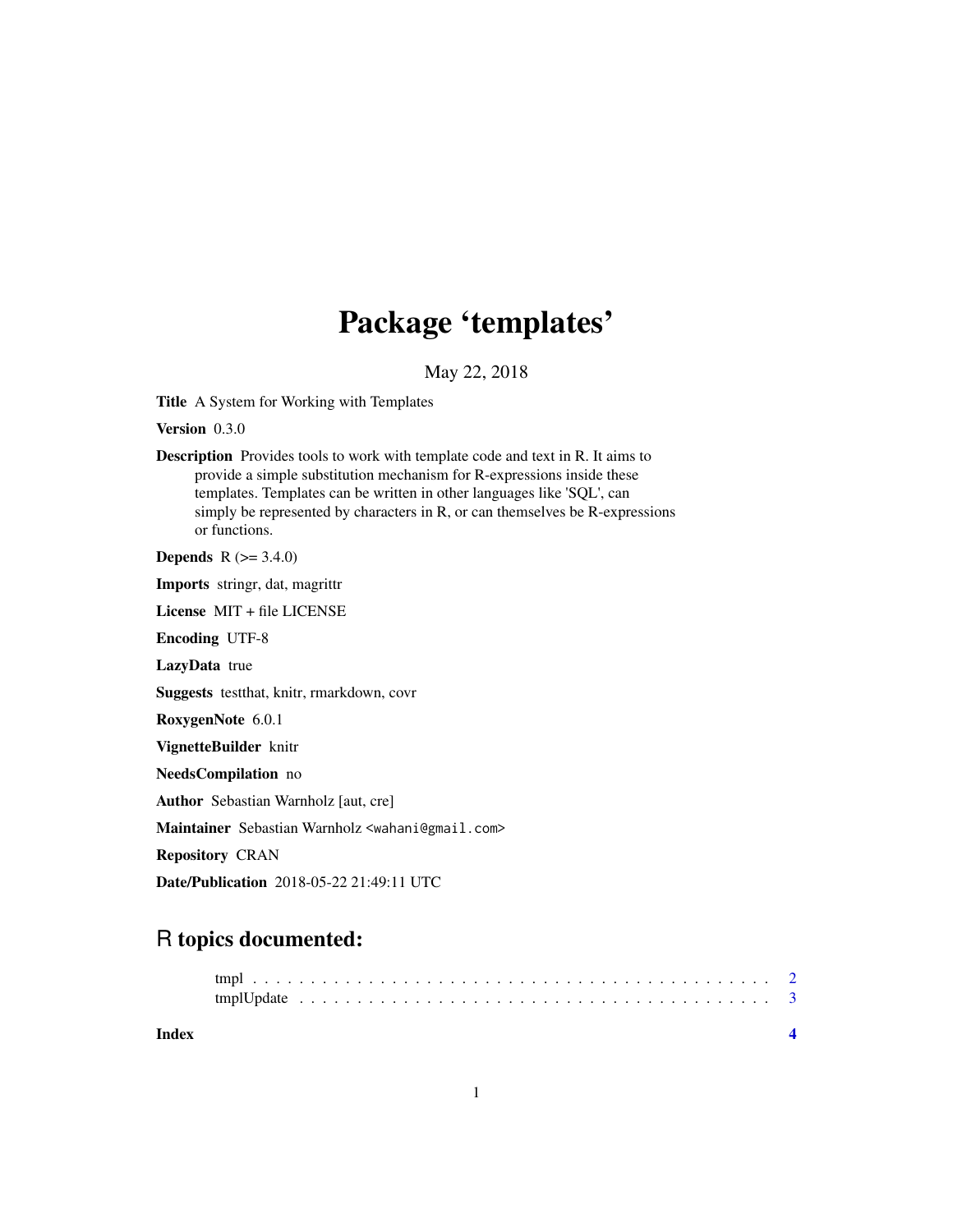# Package 'templates'

May 22, 2018

**Title** A System for Working with Templates

**Version** 0.3.0

**Description** Provides tools to work with template code and text in R. It aims to provide a simple substitution mechanism for R-expressions inside these templates. Templates can be written in other languages like 'SQL', can simply be represented by characters in R, or can themselves be R-expressions or functions.

**Depends** R (>= 3.4.0)

**Imports** stringr, dat, magrittr

**License** MIT + file LICENSE

**Encoding** UTF-8

**LazyData** true

**Suggests** testthat, knitr, rmarkdown, covr

**RoxygenNote** 6.0.1

**VignetteBuilder** knitr

**NeedsCompilation** no

**Author** Sebastian Warnholz [aut, cre]

**Maintainer** Sebastian Warnholz <wahani@gmail.com>

**Repository** CRAN

**Date/Publication** 2018-05-22 21:49:11 UTC

## R topics documented:

tmpl . . . . . . . . . . . . . . . . . . . . . . . . . . . . . . . . . . . . . . . . . . 2
tmplUpdate . . . . . . . . . . . . . . . . . . . . . . . . . . . . . . . . . . . . . . 3

**Index** **4**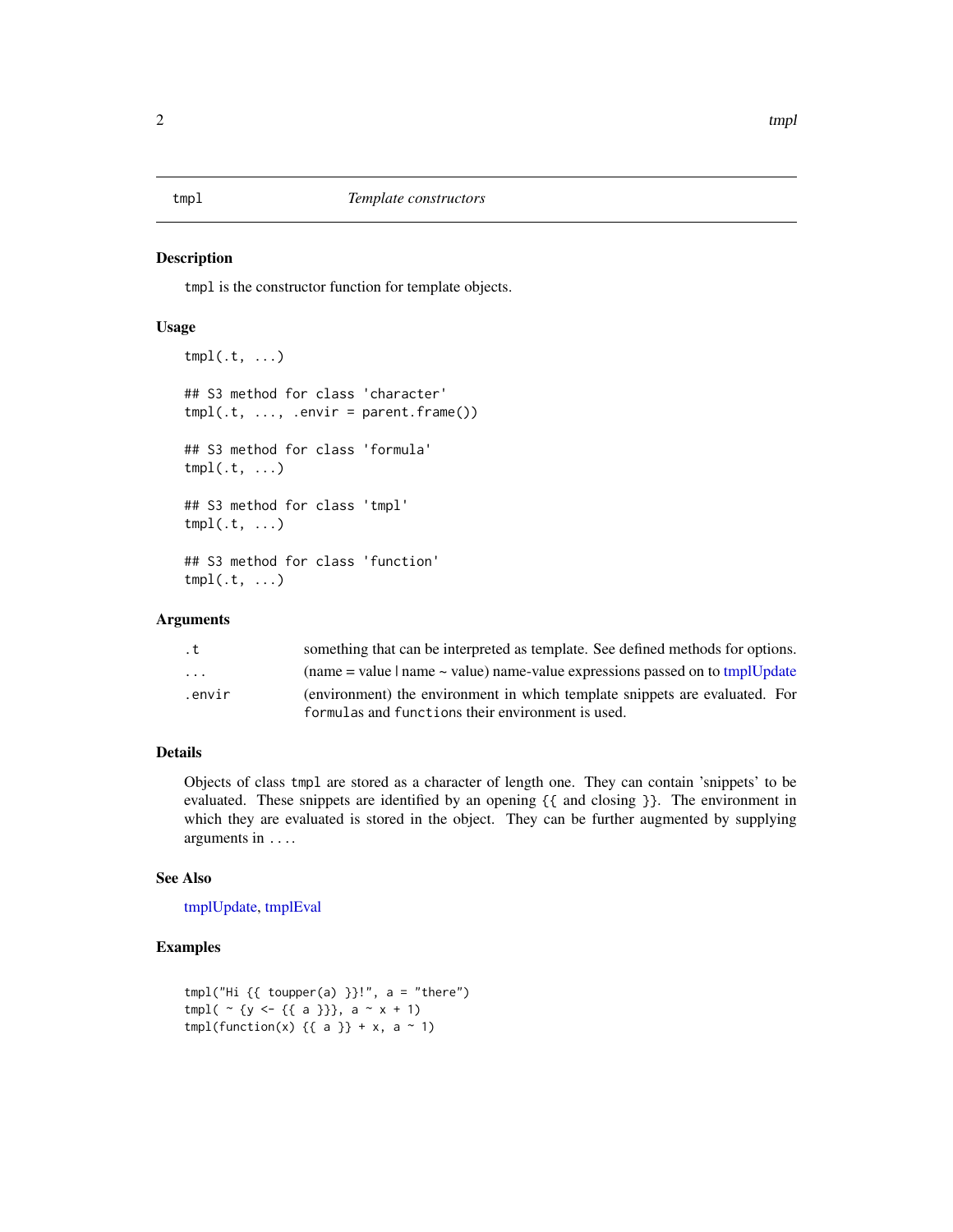# tmpl — *Template constructors*

## Description

`tmpl` is the constructor function for template objects.

## Usage

```
tmpl(.t, ...)

## S3 method for class 'character'
tmpl(.t, ..., .envir = parent.frame())

## S3 method for class 'formula'
tmpl(.t, ...)

## S3 method for class 'tmpl'
tmpl(.t, ...)

## S3 method for class 'function'
tmpl(.t, ...)
```

## Arguments

| | |
|---|---|
| `.t` | something that can be interpreted as template. See defined methods for options. |
| `...` | (name = value \| name ~ value) name-value expressions passed on to tmplUpdate |
| `.envir` | (environment) the environment in which template snippets are evaluated. For `formula`s and `function`s their environment is used. |

## Details

Objects of class `tmpl` are stored as a character of length one. They can contain 'snippets' to be evaluated. These snippets are identified by an opening `{{` and closing `}}`. The environment in which they are evaluated is stored in the object. They can be further augmented by supplying arguments in `...`.

## See Also

tmplUpdate, tmplEval

## Examples

```
tmpl("Hi {{ toupper(a) }}!", a = "there")
tmpl( ~ {y <- {{ a }}}, a ~ x + 1)
tmpl(function(x) {{ a }} + x, a ~ 1)
```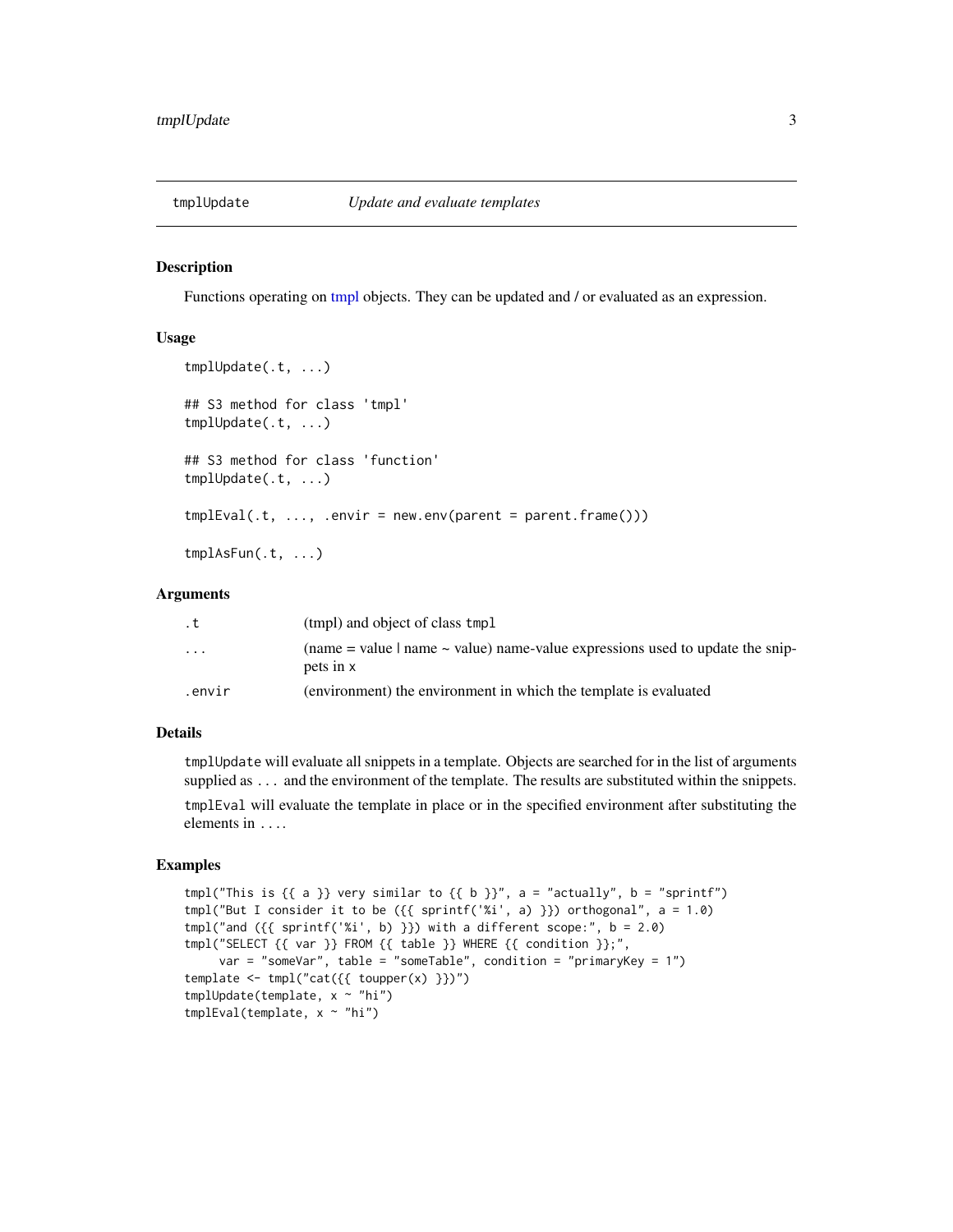# tmplUpdate *Update and evaluate templates*

## Description

Functions operating on tmpl objects. They can be updated and / or evaluated as an expression.

## Usage

```
tmplUpdate(.t, ...)

## S3 method for class 'tmpl'
tmplUpdate(.t, ...)

## S3 method for class 'function'
tmplUpdate(.t, ...)

tmplEval(.t, ..., .envir = new.env(parent = parent.frame()))

tmplAsFun(.t, ...)
```

## Arguments

| | |
|---|---|
| `.t` | (tmpl) and object of class `tmpl` |
| `...` | (name = value \| name ~ value) name-value expressions used to update the snippets in `x` |
| `.envir` | (environment) the environment in which the template is evaluated |

## Details

`tmplUpdate` will evaluate all snippets in a template. Objects are searched for in the list of arguments supplied as `...` and the environment of the template. The results are substituted within the snippets.

`tmplEval` will evaluate the template in place or in the specified environment after substituting the elements in `...`.

## Examples

```
tmpl("This is {{ a }} very similar to {{ b }}", a = "actually", b = "sprintf")
tmpl("But I consider it to be ({{ sprintf('%i', a) }}) orthogonal", a = 1.0)
tmpl("and ({{ sprintf('%i', b) }}) with a different scope:", b = 2.0)
tmpl("SELECT {{ var }} FROM {{ table }} WHERE {{ condition }};",
     var = "someVar", table = "someTable", condition = "primaryKey = 1")
template <- tmpl("cat({{ toupper(x) }})")
tmplUpdate(template, x ~ "hi")
tmplEval(template, x ~ "hi")
```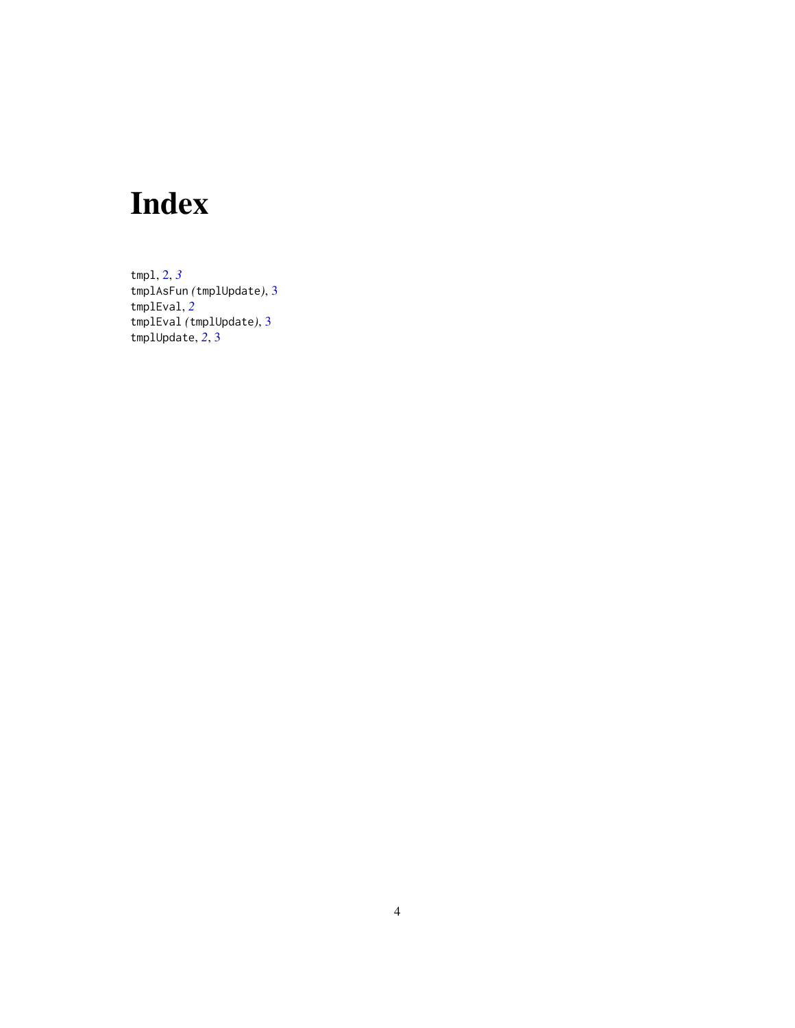# Index

tmpl, 2, *3*  
tmplAsFun *(*tmplUpdate*)*, 3  
tmplEval, *2*  
tmplEval *(*tmplUpdate*)*, 3  
tmplUpdate, *2*, 3